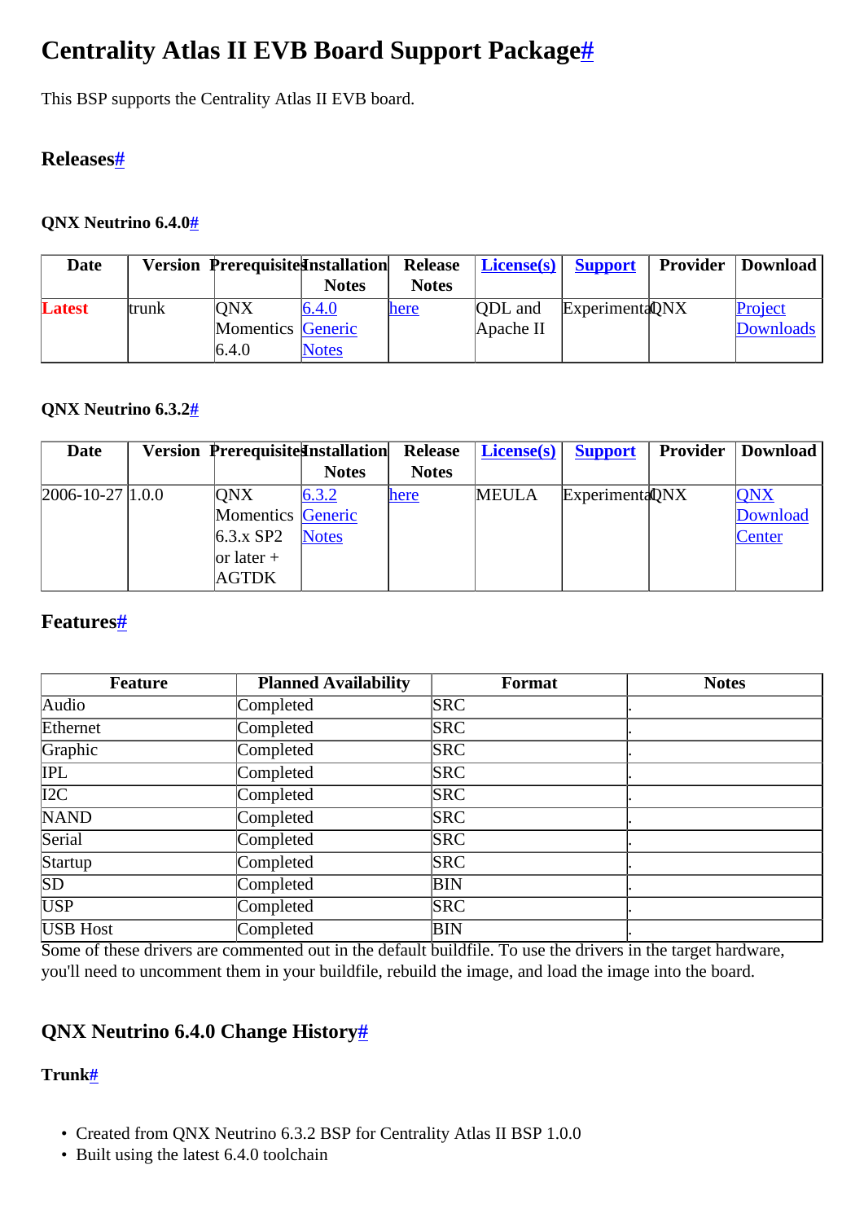# Centrality Atlas II EVB Board Support Package#

This BSP supports the Centrality Atlas II EVB board.

## Releases#

### QNX Neutrino 6.4.0#

| Date | Version | Prerequisites | Installation Notes | Release Notes | License(s) | Support | Provider | Download |
|---|---|---|---|---|---|---|---|---|
| Latest | trunk | QNX Momentics 6.4.0 | 6.4.0 Generic Notes | here | QDL and Apache II | Experimental | QNX | Project Downloads |

### QNX Neutrino 6.3.2#

| Date | Version | Prerequisites | Installation Notes | Release Notes | License(s) | Support | Provider | Download |
|---|---|---|---|---|---|---|---|---|
| 2006-10-27 | 1.0.0 | QNX Momentics 6.3.x SP2 or later + AGTDK | 6.3.2 Generic Notes | here | MEULA | Experimental | QNX | QNX Download Center |

## Features#

| Feature | Planned Availability | Format | Notes |
|---|---|---|---|
| Audio | Completed | SRC | . |
| Ethernet | Completed | SRC | . |
| Graphic | Completed | SRC | . |
| IPL | Completed | SRC | . |
| I2C | Completed | SRC | . |
| NAND | Completed | SRC | . |
| Serial | Completed | SRC | . |
| Startup | Completed | SRC | . |
| SD | Completed | BIN | . |
| USP | Completed | SRC | . |
| USB Host | Completed | BIN | . |

Some of these drivers are commented out in the default buildfile. To use the drivers in the target hardware, you'll need to uncomment them in your buildfile, rebuild the image, and load the image into the board.

## QNX Neutrino 6.4.0 Change History#

### Trunk#

- Created from QNX Neutrino 6.3.2 BSP for Centrality Atlas II BSP 1.0.0
- Built using the latest 6.4.0 toolchain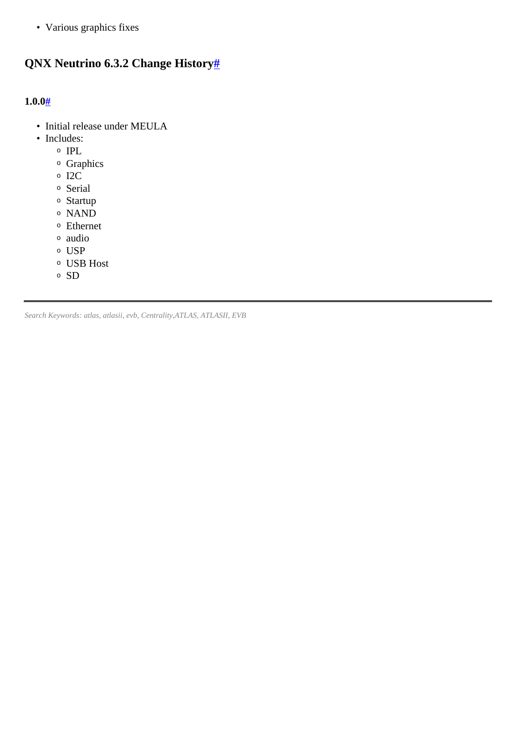- Various graphics fixes

## QNX Neutrino 6.3.2 Change History#

### 1.0.0#

- Initial release under MEULA
- Includes:
  - IPL
  - Graphics
  - I2C
  - Serial
  - Startup
  - NAND
  - Ethernet
  - audio
  - USP
  - USB Host
  - SD

---

*Search Keywords: atlas, atlasii, evb, Centrality,ATLAS, ATLASII, EVB*